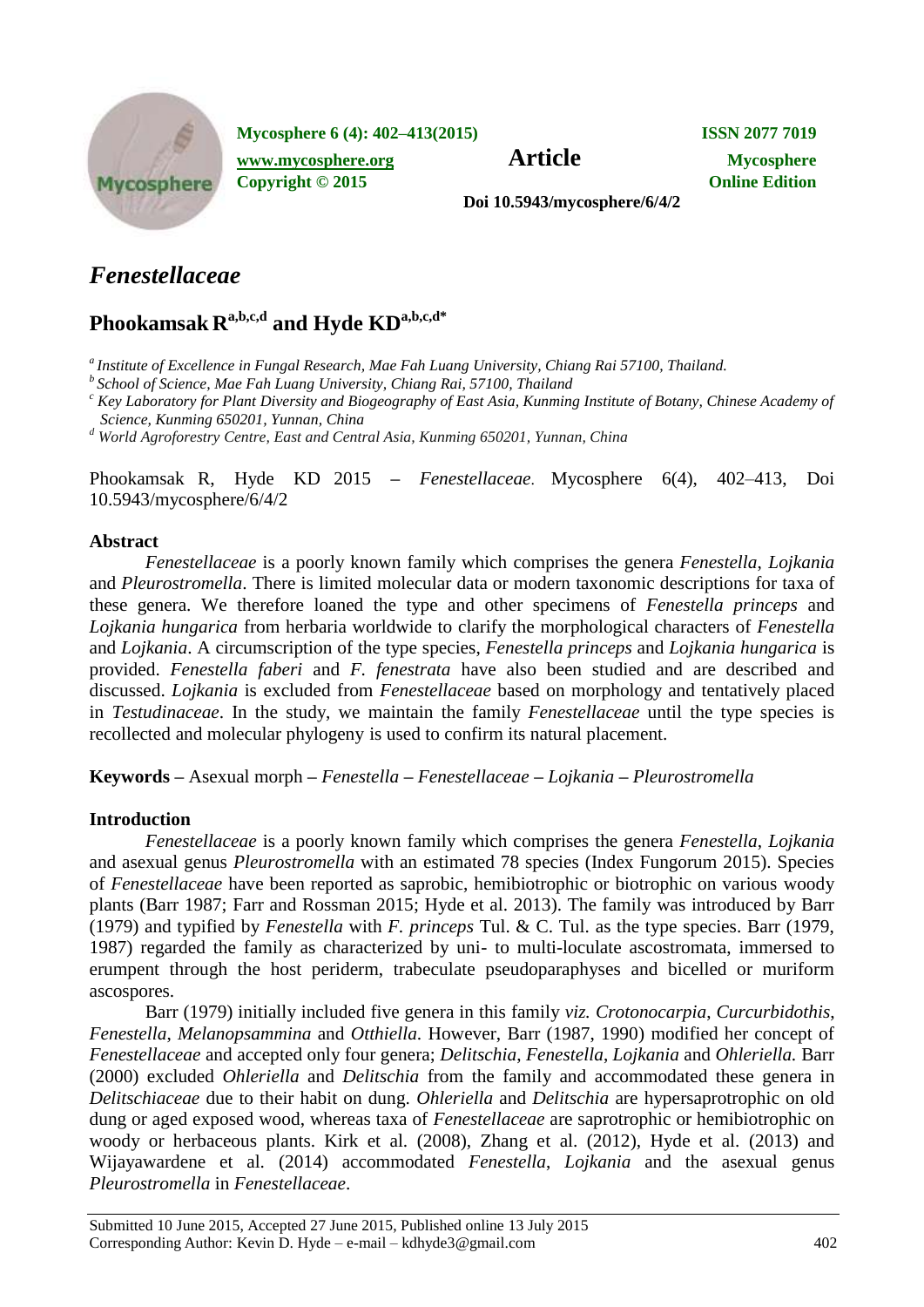# *Fenestellaceae*

## Phookamsak R[a,b,c,d] and Hyde KD[a,b,c,d*]

[a] *Institute of Excellence in Fungal Research, Mae Fah Luang University, Chiang Rai 57100, Thailand.*
[b] *School of Science, Mae Fah Luang University, Chiang Rai, 57100, Thailand*
[c] *Key Laboratory for Plant Diversity and Biogeography of East Asia, Kunming Institute of Botany, Chinese Academy of Science, Kunming 650201, Yunnan, China*
[d] *World Agroforestry Centre, East and Central Asia, Kunming 650201, Yunnan, China*

Phookamsak R, Hyde KD 2015 – *Fenestellaceae*. Mycosphere 6(4), 402–413, Doi 10.5943/mycosphere/6/4/2

### Abstract

*Fenestellaceae* is a poorly known family which comprises the genera *Fenestella*, *Lojkania* and *Pleurostromella*. There is limited molecular data or modern taxonomic descriptions for taxa of these genera. We therefore loaned the type and other specimens of *Fenestella princeps* and *Lojkania hungarica* from herbaria worldwide to clarify the morphological characters of *Fenestella* and *Lojkania*. A circumscription of the type species, *Fenestella princeps* and *Lojkania hungarica* is provided. *Fenestella faberi* and *F. fenestrata* have also been studied and are described and discussed. *Lojkania* is excluded from *Fenestellaceae* based on morphology and tentatively placed in *Testudinaceae*. In the study, we maintain the family *Fenestellaceae* until the type species is recollected and molecular phylogeny is used to confirm its natural placement.

**Keywords** – Asexual morph – *Fenestella* – *Fenestellaceae* – *Lojkania* – *Pleurostromella*

### Introduction

*Fenestellaceae* is a poorly known family which comprises the genera *Fenestella*, *Lojkania* and asexual genus *Pleurostromella* with an estimated 78 species (Index Fungorum 2015). Species of *Fenestellaceae* have been reported as saprobic, hemibiotrophic or biotrophic on various woody plants (Barr 1987; Farr and Rossman 2015; Hyde et al. 2013). The family was introduced by Barr (1979) and typified by *Fenestella* with *F. princeps* Tul. & C. Tul. as the type species. Barr (1979, 1987) regarded the family as characterized by uni- to multi-loculate ascostromata, immersed to erumpent through the host periderm, trabeculate pseudoparaphyses and bicelled or muriform ascospores.

Barr (1979) initially included five genera in this family *viz. Crotonocarpia*, *Curcurbidothis*, *Fenestella*, *Melanopsammina* and *Otthiella*. However, Barr (1987, 1990) modified her concept of *Fenestellaceae* and accepted only four genera; *Delitschia*, *Fenestella*, *Lojkania* and *Ohleriella*. Barr (2000) excluded *Ohleriella* and *Delitschia* from the family and accommodated these genera in *Delitschiaceae* due to their habit on dung. *Ohleriella* and *Delitschia* are hypersaprotrophic on old dung or aged exposed wood, whereas taxa of *Fenestellaceae* are saprotrophic or hemibiotrophic on woody or herbaceous plants. Kirk et al. (2008), Zhang et al. (2012), Hyde et al. (2013) and Wijayawardene et al. (2014) accommodated *Fenestella*, *Lojkania* and the asexual genus *Pleurostromella* in *Fenestellaceae*.

Submitted 10 June 2015, Accepted 27 June 2015, Published online 13 July 2015
Corresponding Author: Kevin D. Hyde – e-mail – kdhyde3@gmail.com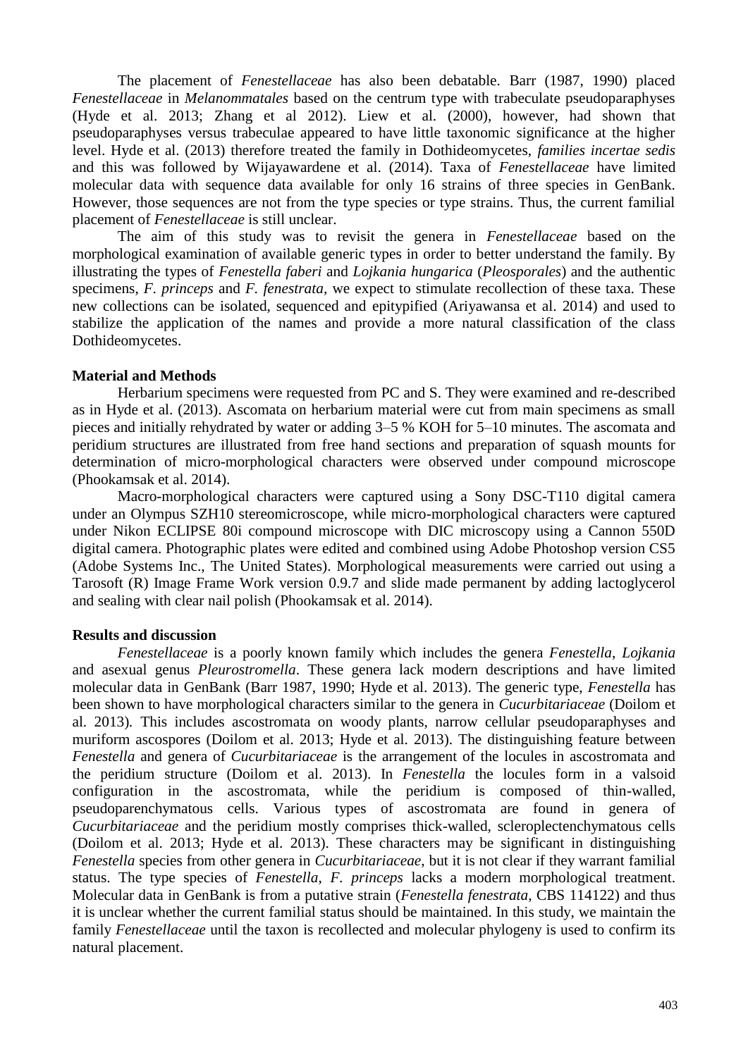The placement of *Fenestellaceae* has also been debatable. Barr (1987, 1990) placed *Fenestellaceae* in *Melanommatales* based on the centrum type with trabeculate pseudoparaphyses (Hyde et al. 2013; Zhang et al 2012). Liew et al. (2000), however, had shown that pseudoparaphyses versus trabeculae appeared to have little taxonomic significance at the higher level. Hyde et al. (2013) therefore treated the family in Dothideomycetes, *families incertae sedis* and this was followed by Wijayawardene et al. (2014). Taxa of *Fenestellaceae* have limited molecular data with sequence data available for only 16 strains of three species in GenBank. However, those sequences are not from the type species or type strains. Thus, the current familial placement of *Fenestellaceae* is still unclear.

The aim of this study was to revisit the genera in *Fenestellaceae* based on the morphological examination of available generic types in order to better understand the family. By illustrating the types of *Fenestella faberi* and *Lojkania hungarica* (*Pleosporales*) and the authentic specimens, *F. princeps* and *F. fenestrata*, we expect to stimulate recollection of these taxa. These new collections can be isolated, sequenced and epitypified (Ariyawansa et al. 2014) and used to stabilize the application of the names and provide a more natural classification of the class Dothideomycetes.

## Material and Methods

Herbarium specimens were requested from PC and S. They were examined and re-described as in Hyde et al. (2013). Ascomata on herbarium material were cut from main specimens as small pieces and initially rehydrated by water or adding 3–5 % KOH for 5–10 minutes. The ascomata and peridium structures are illustrated from free hand sections and preparation of squash mounts for determination of micro-morphological characters were observed under compound microscope (Phookamsak et al. 2014).

Macro-morphological characters were captured using a Sony DSC-T110 digital camera under an Olympus SZH10 stereomicroscope, while micro-morphological characters were captured under Nikon ECLIPSE 80i compound microscope with DIC microscopy using a Cannon 550D digital camera. Photographic plates were edited and combined using Adobe Photoshop version CS5 (Adobe Systems Inc., The United States). Morphological measurements were carried out using a Tarosoft (R) Image Frame Work version 0.9.7 and slide made permanent by adding lactoglycerol and sealing with clear nail polish (Phookamsak et al. 2014).

## Results and discussion

*Fenestellaceae* is a poorly known family which includes the genera *Fenestella*, *Lojkania* and asexual genus *Pleurostromella*. These genera lack modern descriptions and have limited molecular data in GenBank (Barr 1987, 1990; Hyde et al. 2013). The generic type, *Fenestella* has been shown to have morphological characters similar to the genera in *Cucurbitariaceae* (Doilom et al. 2013). This includes ascostromata on woody plants, narrow cellular pseudoparaphyses and muriform ascospores (Doilom et al. 2013; Hyde et al. 2013). The distinguishing feature between *Fenestella* and genera of *Cucurbitariaceae* is the arrangement of the locules in ascostromata and the peridium structure (Doilom et al. 2013). In *Fenestella* the locules form in a valsoid configuration in the ascostromata, while the peridium is composed of thin-walled, pseudoparenchymatous cells. Various types of ascostromata are found in genera of *Cucurbitariaceae* and the peridium mostly comprises thick-walled, scleroplectenchymatous cells (Doilom et al. 2013; Hyde et al. 2013). These characters may be significant in distinguishing *Fenestella* species from other genera in *Cucurbitariaceae*, but it is not clear if they warrant familial status. The type species of *Fenestella*, *F. princeps* lacks a modern morphological treatment. Molecular data in GenBank is from a putative strain (*Fenestella fenestrata*, CBS 114122) and thus it is unclear whether the current familial status should be maintained. In this study, we maintain the family *Fenestellaceae* until the taxon is recollected and molecular phylogeny is used to confirm its natural placement.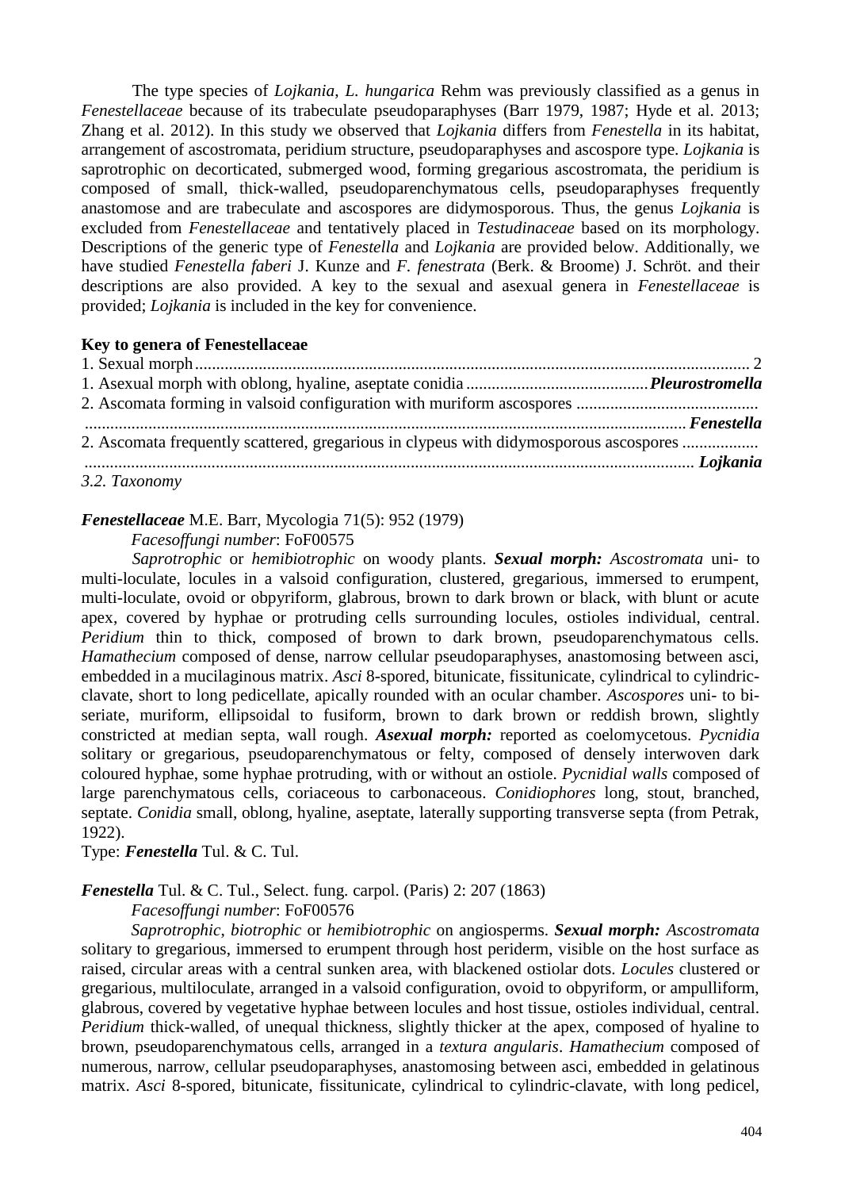The type species of *Lojkania*, *L. hungarica* Rehm was previously classified as a genus in *Fenestellaceae* because of its trabeculate pseudoparaphyses (Barr 1979, 1987; Hyde et al. 2013; Zhang et al. 2012). In this study we observed that *Lojkania* differs from *Fenestella* in its habitat, arrangement of ascostromata, peridium structure, pseudoparaphyses and ascospore type. *Lojkania* is saprotrophic on decorticated, submerged wood, forming gregarious ascostromata, the peridium is composed of small, thick-walled, pseudoparenchymatous cells, pseudoparaphyses frequently anastomose and are trabeculate and ascospores are didymosporous. Thus, the genus *Lojkania* is excluded from *Fenestellaceae* and tentatively placed in *Testudinaceae* based on its morphology. Descriptions of the generic type of *Fenestella* and *Lojkania* are provided below. Additionally, we have studied *Fenestella faberi* J. Kunze and *F. fenestrata* (Berk. & Broome) J. Schröt. and their descriptions are also provided. A key to the sexual and asexual genera in *Fenestellaceae* is provided; *Lojkania* is included in the key for convenience.

**Key to genera of Fenestellaceae**

1. Sexual morph ............................................................ 2
1. Asexual morph with oblong, hyaline, aseptate conidia .................... ***Pleurostromella***
2. Ascomata forming in valsoid configuration with muriform ascospores .................... ***Fenestella***
2. Ascomata frequently scattered, gregarious in clypeus with didymosporous ascospores .................... ***Lojkania***

*3.2. Taxonomy*

***Fenestellaceae*** M.E. Barr, Mycologia 71(5): 952 (1979)

*Facesoffungi number*: FoF00575

*Saprotrophic* or *hemibiotrophic* on woody plants. ***Sexual morph:*** *Ascostromata* uni- to multi-loculate, locules in a valsoid configuration, clustered, gregarious, immersed to erumpent, multi-loculate, ovoid or obpyriform, glabrous, brown to dark brown or black, with blunt or acute apex, covered by hyphae or protruding cells surrounding locules, ostioles individual, central. *Peridium* thin to thick, composed of brown to dark brown, pseudoparenchymatous cells. *Hamathecium* composed of dense, narrow cellular pseudoparaphyses, anastomosing between asci, embedded in a mucilaginous matrix. *Asci* 8-spored, bitunicate, fissitunicate, cylindrical to cylindric-clavate, short to long pedicellate, apically rounded with an ocular chamber. *Ascospores* uni- to bi-seriate, muriform, ellipsoidal to fusiform, brown to dark brown or reddish brown, slightly constricted at median septa, wall rough. ***Asexual morph:*** reported as coelomycetous. *Pycnidia* solitary or gregarious, pseudoparenchymatous or felty, composed of densely interwoven dark coloured hyphae, some hyphae protruding, with or without an ostiole. *Pycnidial walls* composed of large parenchymatous cells, coriaceous to carbonaceous. *Conidiophores* long, stout, branched, septate. *Conidia* small, oblong, hyaline, aseptate, laterally supporting transverse septa (from Petrak, 1922).

Type: ***Fenestella*** Tul. & C. Tul.

***Fenestella*** Tul. & C. Tul., Select. fung. carpol. (Paris) 2: 207 (1863)

*Facesoffungi number*: FoF00576

*Saprotrophic*, *biotrophic* or *hemibiotrophic* on angiosperms. ***Sexual morph:*** *Ascostromata* solitary to gregarious, immersed to erumpent through host periderm, visible on the host surface as raised, circular areas with a central sunken area, with blackened ostiolar dots. *Locules* clustered or gregarious, multiloculate, arranged in a valsoid configuration, ovoid to obpyriform, or ampulliform, glabrous, covered by vegetative hyphae between locules and host tissue, ostioles individual, central. *Peridium* thick-walled, of unequal thickness, slightly thicker at the apex, composed of hyaline to brown, pseudoparenchymatous cells, arranged in a *textura angularis*. *Hamathecium* composed of numerous, narrow, cellular pseudoparaphyses, anastomosing between asci, embedded in gelatinous matrix. *Asci* 8-spored, bitunicate, fissitunicate, cylindrical to cylindric-clavate, with long pedicel,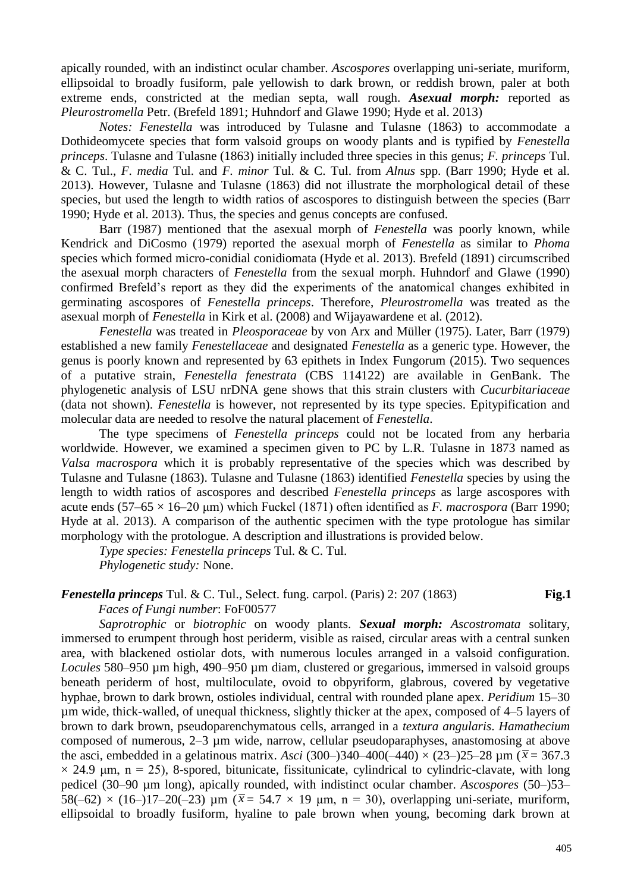apically rounded, with an indistinct ocular chamber. *Ascospores* overlapping uni-seriate, muriform, ellipsoidal to broadly fusiform, pale yellowish to dark brown, or reddish brown, paler at both extreme ends, constricted at the median septa, wall rough. ***Asexual morph:*** reported as *Pleurostromella* Petr. (Brefeld 1891; Huhndorf and Glawe 1990; Hyde et al. 2013)

*Notes: Fenestella* was introduced by Tulasne and Tulasne (1863) to accommodate a Dothideomycete species that form valsoid groups on woody plants and is typified by *Fenestella princeps*. Tulasne and Tulasne (1863) initially included three species in this genus; *F. princeps* Tul. & C. Tul., *F. media* Tul. and *F. minor* Tul. & C. Tul. from *Alnus* spp. (Barr 1990; Hyde et al. 2013). However, Tulasne and Tulasne (1863) did not illustrate the morphological detail of these species, but used the length to width ratios of ascospores to distinguish between the species (Barr 1990; Hyde et al. 2013). Thus, the species and genus concepts are confused.

Barr (1987) mentioned that the asexual morph of *Fenestella* was poorly known, while Kendrick and DiCosmo (1979) reported the asexual morph of *Fenestella* as similar to *Phoma* species which formed micro-conidial conidiomata (Hyde et al. 2013). Brefeld (1891) circumscribed the asexual morph characters of *Fenestella* from the sexual morph. Huhndorf and Glawe (1990) confirmed Brefeld's report as they did the experiments of the anatomical changes exhibited in germinating ascospores of *Fenestella princeps*. Therefore, *Pleurostromella* was treated as the asexual morph of *Fenestella* in Kirk et al. (2008) and Wijayawardene et al. (2012).

*Fenestella* was treated in *Pleosporaceae* by von Arx and Müller (1975). Later, Barr (1979) established a new family *Fenestellaceae* and designated *Fenestella* as a generic type. However, the genus is poorly known and represented by 63 epithets in Index Fungorum (2015). Two sequences of a putative strain, *Fenestella fenestrata* (CBS 114122) are available in GenBank. The phylogenetic analysis of LSU nrDNA gene shows that this strain clusters with *Cucurbitariaceae* (data not shown). *Fenestella* is however, not represented by its type species. Epitypification and molecular data are needed to resolve the natural placement of *Fenestella*.

The type specimens of *Fenestella princeps* could not be located from any herbaria worldwide. However, we examined a specimen given to PC by L.R. Tulasne in 1873 named as *Valsa macrospora* which it is probably representative of the species which was described by Tulasne and Tulasne (1863). Tulasne and Tulasne (1863) identified *Fenestella* species by using the length to width ratios of ascospores and described *Fenestella princeps* as large ascospores with acute ends (57–65 × 16–20 μm) which Fuckel (1871) often identified as *F. macrospora* (Barr 1990; Hyde at al. 2013). A comparison of the authentic specimen with the type protologue has similar morphology with the protologue. A description and illustrations is provided below.

*Type species: Fenestella princeps* Tul. & C. Tul.

*Phylogenetic study:* None.

***Fenestella princeps*** **Tul. & C. Tul., Select. fung. carpol. (Paris) 2: 207 (1863)** **Fig.1**

*Faces of Fungi number*: FoF00577

*Saprotrophic* or *biotrophic* on woody plants. ***Sexual morph:*** *Ascostromata* solitary, immersed to erumpent through host periderm, visible as raised, circular areas with a central sunken area, with blackened ostiolar dots, with numerous locules arranged in a valsoid configuration. *Locules* 580–950 µm high, 490–950 µm diam, clustered or gregarious, immersed in valsoid groups beneath periderm of host, multiloculate, ovoid to obpyriform, glabrous, covered by vegetative hyphae, brown to dark brown, ostioles individual, central with rounded plane apex. *Peridium* 15–30 µm wide, thick-walled, of unequal thickness, slightly thicker at the apex, composed of 4–5 layers of brown to dark brown, pseudoparenchymatous cells, arranged in a *textura angularis*. *Hamathecium* composed of numerous, 2–3 µm wide, narrow, cellular pseudoparaphyses, anastomosing at above the asci, embedded in a gelatinous matrix. *Asci* (300–)340–400(–440) × (23–)25–28 µm ($\bar{x}$ = 367.3 × 24.9 µm, n = 25), 8-spored, bitunicate, fissitunicate, cylindrical to cylindric-clavate, with long pedicel (30–90 µm long), apically rounded, with indistinct ocular chamber. *Ascospores* (50–)53–58(–62) × (16–)17–20(–23) µm ($\bar{x}$ = 54.7 × 19 µm, n = 30), overlapping uni-seriate, muriform, ellipsoidal to broadly fusiform, hyaline to pale brown when young, becoming dark brown at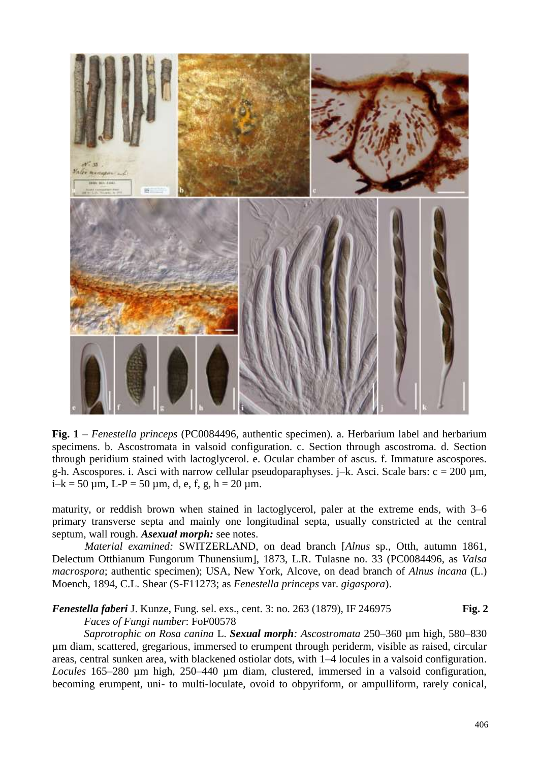**Fig. 1** – *Fenestella princeps* (PC0084496, authentic specimen). a. Herbarium label and herbarium specimens. b. Ascostromata in valsoid configuration. c. Section through ascostroma. d. Section through peridium stained with lactoglycerol. e. Ocular chamber of ascus. f. Immature ascospores. g-h. Ascospores. i. Asci with narrow cellular pseudoparaphyses. j–k. Asci. Scale bars: c = 200 µm, i–k = 50 µm, L-P = 50 µm, d, e, f, g, h = 20 µm.

maturity, or reddish brown when stained in lactoglycerol, paler at the extreme ends, with 3–6 primary transverse septa and mainly one longitudinal septa, usually constricted at the central septum, wall rough. ***Asexual morph:*** see notes.

*Material examined:* SWITZERLAND, on dead branch [*Alnus* sp., Otth, autumn 1861, Delectum Otthianum Fungorum Thunensium], 1873, L.R. Tulasne no. 33 (PC0084496, as *Valsa macrospora*; authentic specimen); USA, New York, Alcove, on dead branch of *Alnus incana* (L.) Moench, 1894, C.L. Shear (S-F11273; as *Fenestella princeps* var. *gigaspora*).

***Fenestella faberi*** J. Kunze, Fung. sel. exs., cent. 3: no. 263 (1879), IF 246975 **Fig. 2**

*Faces of Fungi number*: FoF00578

*Saprotrophic on Rosa canina* L. ***Sexual morph****: Ascostromata* 250–360 µm high, 580–830 µm diam, scattered, gregarious, immersed to erumpent through periderm, visible as raised, circular areas, central sunken area, with blackened ostiolar dots, with 1–4 locules in a valsoid configuration. *Locules* 165–280 µm high, 250–440 µm diam, clustered, immersed in a valsoid configuration, becoming erumpent, uni- to multi-loculate, ovoid to obpyriform, or ampulliform, rarely conical,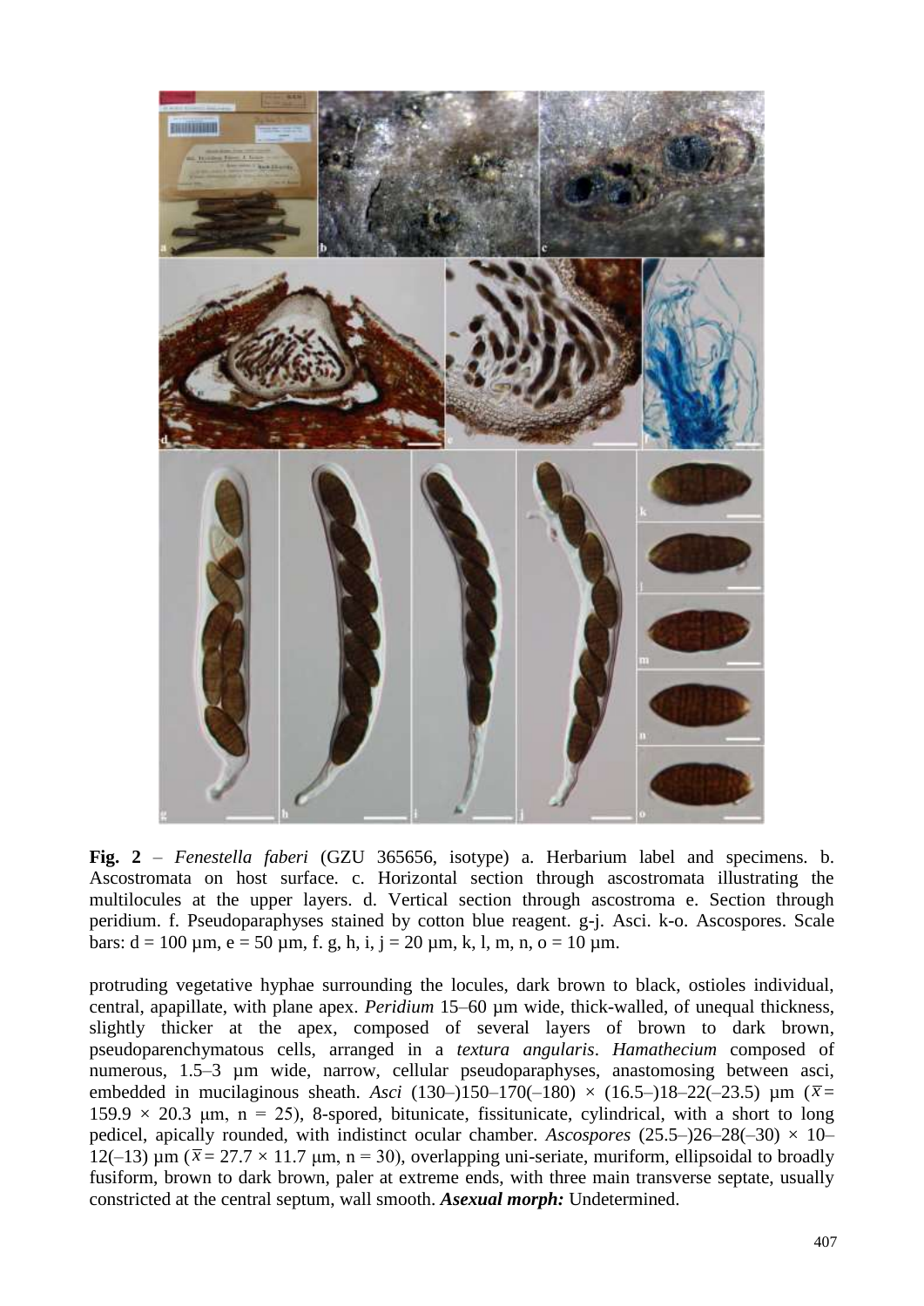**Fig. 2** – *Fenestella faberi* (GZU 365656, isotype) a. Herbarium label and specimens. b. Ascostromata on host surface. c. Horizontal section through ascostromata illustrating the multilocules at the upper layers. d. Vertical section through ascostroma e. Section through peridium. f. Pseudoparaphyses stained by cotton blue reagent. g-j. Asci. k-o. Ascospores. Scale bars: d = 100 µm, e = 50 µm, f. g, h, i, j = 20 µm, k, l, m, n, o = 10 µm.

protruding vegetative hyphae surrounding the locules, dark brown to black, ostioles individual, central, apapillate, with plane apex. *Peridium* 15–60 µm wide, thick-walled, of unequal thickness, slightly thicker at the apex, composed of several layers of brown to dark brown, pseudoparenchymatous cells, arranged in a *textura angularis*. *Hamathecium* composed of numerous, 1.5–3 µm wide, narrow, cellular pseudoparaphyses, anastomosing between asci, embedded in mucilaginous sheath. *Asci* (130–)150–170(–180) × (16.5–)18–22(–23.5) µm ($\bar{x}$ = 159.9 × 20.3 µm, n = 25), 8-spored, bitunicate, fissitunicate, cylindrical, with a short to long pedicel, apically rounded, with indistinct ocular chamber. *Ascospores* (25.5–)26–28(–30) × 10–12(–13) µm ($\bar{x}$ = 27.7 × 11.7 µm, n = 30), overlapping uni-seriate, muriform, ellipsoidal to broadly fusiform, brown to dark brown, paler at extreme ends, with three main transverse septate, usually constricted at the central septum, wall smooth. ***Asexual morph:*** Undetermined.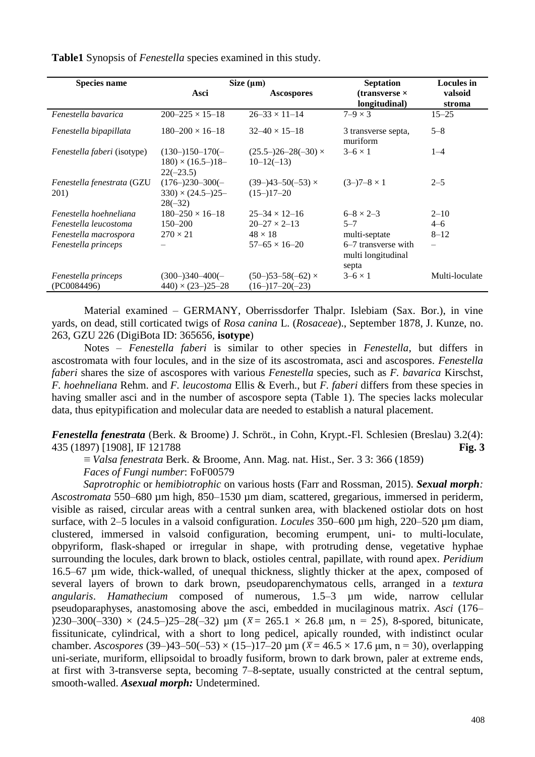**Table1** Synopsis of *Fenestella* species examined in this study.

| Species name | Size (µm) | | Septation (transverse × longitudinal) | Locules in valsoid stroma |
|---|---|---|---|---|
| | Asci | Ascospores | | |
| *Fenestella bavarica* | 200–225 × 15–18 | 26–33 × 11–14 | 7–9 × 3 | 15–25 |
| *Fenestella bipapillata* | 180–200 × 16–18 | 32–40 × 15–18 | 3 transverse septa, muriform | 5–8 |
| *Fenestella faberi* (isotype) | (130–)150–170(–180) × (16.5–)18–22(–23.5) | (25.5–)26–28(–30) × 10–12(–13) | 3–6 × 1 | 1–4 |
| *Fenestella fenestrata* (GZU 201) | (176–)230–300(–330) × (24.5–)25–28(–32) | (39–)43–50(–53) × (15–)17–20 | (3–)7–8 × 1 | 2–5 |
| *Fenestella hoehneliana* | 180–250 × 16–18 | 25–34 × 12–16 | 6–8 × 2–3 | 2–10 |
| *Fenestella leucostoma* | 150–200 | 20–27 × 2–13 | 5–7 | 4–6 |
| *Fenestella macrospora* | 270 × 21 | 48 × 18 | multi-septate | 8–12 |
| *Fenestella princeps* | – | 57–65 × 16–20 | 6–7 transverse with multi longitudinal septa | – |
| *Fenestella princeps* (PC0084496) | (300–)340–400(–440) × (23–)25–28 | (50–)53–58(–62) × (16–)17–20(–23) | 3–6 × 1 | Multi-loculate |

Material examined – GERMANY, Oberrissdorfer Thalpr. Islebiam (Sax. Bor.), in vine yards, on dead, still corticated twigs of *Rosa canina* L. (*Rosaceae*)., September 1878, J. Kunze, no. 263, GZU 226 (DigiBota ID: 365656, **isotype**)

Notes – *Fenestella faberi* is similar to other species in *Fenestella*, but differs in ascostromata with four locules, and in the size of its ascostromata, asci and ascospores. *Fenestella faberi* shares the size of ascospores with various *Fenestella* species, such as *F. bavarica* Kirschst, *F. hoehneliana* Rehm. and *F. leucostoma* Ellis & Everh., but *F. faberi* differs from these species in having smaller asci and in the number of ascospore septa (Table 1). The species lacks molecular data, thus epitypification and molecular data are needed to establish a natural placement.

***Fenestella fenestrata*** (Berk. & Broome) J. Schröt., in Cohn, Krypt.-Fl. Schlesien (Breslau) 3.2(4): 435 (1897) [1908], IF 121788 **Fig. 3**

≡ *Valsa fenestrata* Berk. & Broome, Ann. Mag. nat. Hist., Ser. 3 3: 366 (1859)

*Faces of Fungi number*: FoF00579

*Saprotrophic* or *hemibiotrophic* on various hosts (Farr and Rossman, 2015). ***Sexual morph****:* *Ascostromata* 550–680 µm high, 850–1530 µm diam, scattered, gregarious, immersed in periderm, visible as raised, circular areas with a central sunken area, with blackened ostiolar dots on host surface, with 2–5 locules in a valsoid configuration. *Locules* 350–600 µm high, 220–520 µm diam, clustered, immersed in valsoid configuration, becoming erumpent, uni- to multi-loculate, obpyriform, flask-shaped or irregular in shape, with protruding dense, vegetative hyphae surrounding the locules, dark brown to black, ostioles central, papillate, with round apex. *Peridium* 16.5–67 µm wide, thick-walled, of unequal thickness, slightly thicker at the apex, composed of several layers of brown to dark brown, pseudoparenchymatous cells, arranged in a *textura angularis*. *Hamathecium* composed of numerous, 1.5–3 µm wide, narrow cellular pseudoparaphyses, anastomosing above the asci, embedded in mucilaginous matrix. *Asci* (176–)230–300(–330) × (24.5–)25–28(–32) µm ($\bar{x}$ = 265.1 × 26.8 µm, n = 25), 8-spored, bitunicate, fissitunicate, cylindrical, with a short to long pedicel, apically rounded, with indistinct ocular chamber. *Ascospores* (39–)43–50(–53) × (15–)17–20 µm ($\bar{x}$ = 46.5 × 17.6 µm, n = 30), overlapping uni-seriate, muriform, ellipsoidal to broadly fusiform, brown to dark brown, paler at extreme ends, at first with 3-transverse septa, becoming 7–8-septate, usually constricted at the central septum, smooth-walled. ***Asexual morph:*** Undetermined.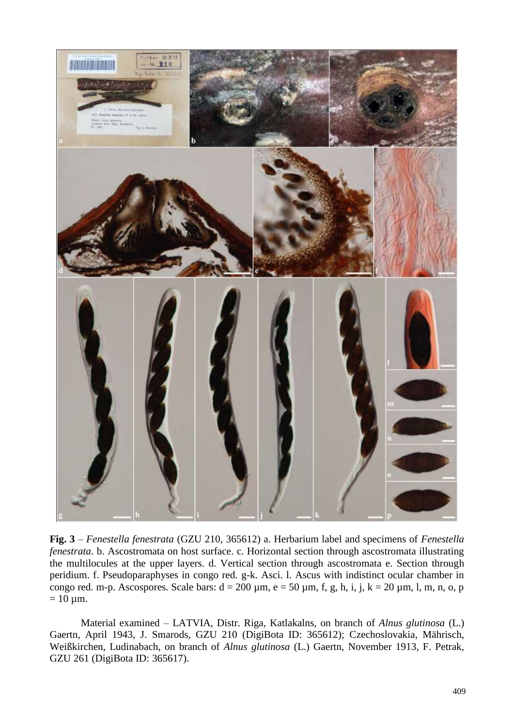**Fig. 3** – *Fenestella fenestrata* (GZU 210, 365612) a. Herbarium label and specimens of *Fenestella fenestrata*. b. Ascostromata on host surface. c. Horizontal section through ascostromata illustrating the multilocules at the upper layers. d. Vertical section through ascostromata e. Section through peridium. f. Pseudoparaphyses in congo red. g-k. Asci. l. Ascus with indistinct ocular chamber in congo red. m-p. Ascospores. Scale bars: d = 200 µm, e = 50 µm, f, g, h, i, j, k = 20 µm, l, m, n, o, p = 10 µm.

Material examined – LATVIA, Distr. Riga, Katlakalns, on branch of *Alnus glutinosa* (L.) Gaertn, April 1943, J. Smarods, GZU 210 (DigiBota ID: 365612); Czechoslovakia, Mährisch, Weißkirchen, Ludinabach, on branch of *Alnus glutinosa* (L.) Gaertn, November 1913, F. Petrak, GZU 261 (DigiBota ID: 365617).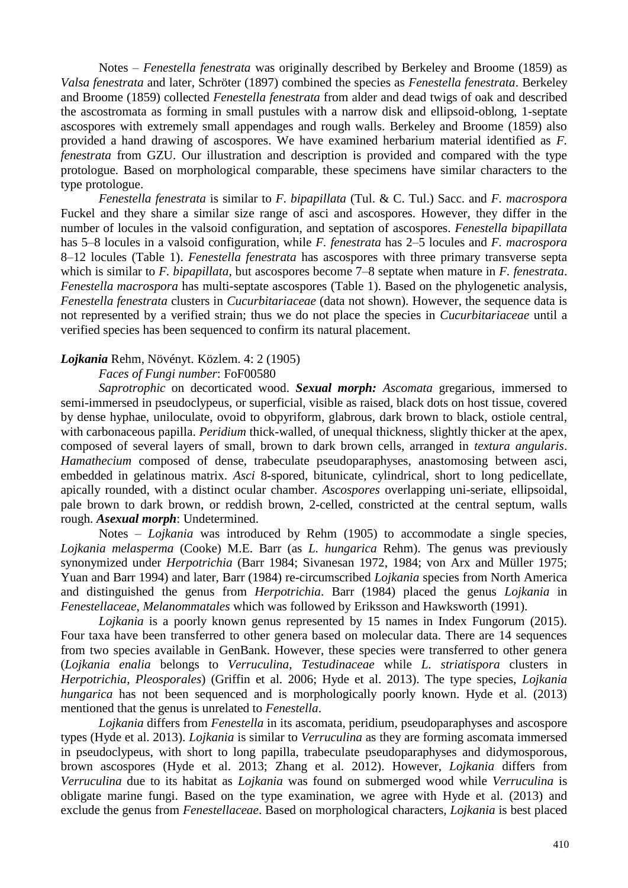Notes – *Fenestella fenestrata* was originally described by Berkeley and Broome (1859) as *Valsa fenestrata* and later, Schröter (1897) combined the species as *Fenestella fenestrata*. Berkeley and Broome (1859) collected *Fenestella fenestrata* from alder and dead twigs of oak and described the ascostromata as forming in small pustules with a narrow disk and ellipsoid-oblong, 1-septate ascospores with extremely small appendages and rough walls. Berkeley and Broome (1859) also provided a hand drawing of ascospores. We have examined herbarium material identified as *F. fenestrata* from GZU. Our illustration and description is provided and compared with the type protologue. Based on morphological comparable, these specimens have similar characters to the type protologue.

*Fenestella fenestrata* is similar to *F. bipapillata* (Tul. & C. Tul.) Sacc. and *F. macrospora* Fuckel and they share a similar size range of asci and ascospores. However, they differ in the number of locules in the valsoid configuration, and septation of ascospores. *Fenestella bipapillata* has 5–8 locules in a valsoid configuration, while *F. fenestrata* has 2–5 locules and *F. macrospora* 8–12 locules (Table 1). *Fenestella fenestrata* has ascospores with three primary transverse septa which is similar to *F. bipapillata*, but ascospores become 7–8 septate when mature in *F. fenestrata*. *Fenestella macrospora* has multi-septate ascospores (Table 1). Based on the phylogenetic analysis, *Fenestella fenestrata* clusters in *Cucurbitariaceae* (data not shown). However, the sequence data is not represented by a verified strain; thus we do not place the species in *Cucurbitariaceae* until a verified species has been sequenced to confirm its natural placement.

***Lojkania*** Rehm, Növényt. Közlem. 4: 2 (1905)

*Faces of Fungi number*: FoF00580

*Saprotrophic* on decorticated wood. ***Sexual morph:*** *Ascomata* gregarious, immersed to semi-immersed in pseudoclypeus, or superficial, visible as raised, black dots on host tissue, covered by dense hyphae, uniloculate, ovoid to obpyriform, glabrous, dark brown to black, ostiole central, with carbonaceous papilla. *Peridium* thick-walled, of unequal thickness, slightly thicker at the apex, composed of several layers of small, brown to dark brown cells, arranged in *textura angularis*. *Hamathecium* composed of dense, trabeculate pseudoparaphyses, anastomosing between asci, embedded in gelatinous matrix. *Asci* 8-spored, bitunicate, cylindrical, short to long pedicellate, apically rounded, with a distinct ocular chamber. *Ascospores* overlapping uni-seriate, ellipsoidal, pale brown to dark brown, or reddish brown, 2-celled, constricted at the central septum, walls rough. ***Asexual morph***: Undetermined.

Notes – *Lojkania* was introduced by Rehm (1905) to accommodate a single species, *Lojkania melasperma* (Cooke) M.E. Barr (as *L. hungarica* Rehm). The genus was previously synonymized under *Herpotrichia* (Barr 1984; Sivanesan 1972, 1984; von Arx and Müller 1975; Yuan and Barr 1994) and later, Barr (1984) re-circumscribed *Lojkania* species from North America and distinguished the genus from *Herpotrichia*. Barr (1984) placed the genus *Lojkania* in *Fenestellaceae*, *Melanommatales* which was followed by Eriksson and Hawksworth (1991).

*Lojkania* is a poorly known genus represented by 15 names in Index Fungorum (2015). Four taxa have been transferred to other genera based on molecular data. There are 14 sequences from two species available in GenBank. However, these species were transferred to other genera (*Lojkania enalia* belongs to *Verruculina*, *Testudinaceae* while *L. striatispora* clusters in *Herpotrichia*, *Pleosporales*) (Griffin et al. 2006; Hyde et al. 2013). The type species, *Lojkania hungarica* has not been sequenced and is morphologically poorly known. Hyde et al. (2013) mentioned that the genus is unrelated to *Fenestella*.

*Lojkania* differs from *Fenestella* in its ascomata, peridium, pseudoparaphyses and ascospore types (Hyde et al. 2013). *Lojkania* is similar to *Verruculina* as they are forming ascomata immersed in pseudoclypeus, with short to long papilla, trabeculate pseudoparaphyses and didymosporous, brown ascospores (Hyde et al. 2013; Zhang et al. 2012). However, *Lojkania* differs from *Verruculina* due to its habitat as *Lojkania* was found on submerged wood while *Verruculina* is obligate marine fungi. Based on the type examination, we agree with Hyde et al. (2013) and exclude the genus from *Fenestellaceae*. Based on morphological characters, *Lojkania* is best placed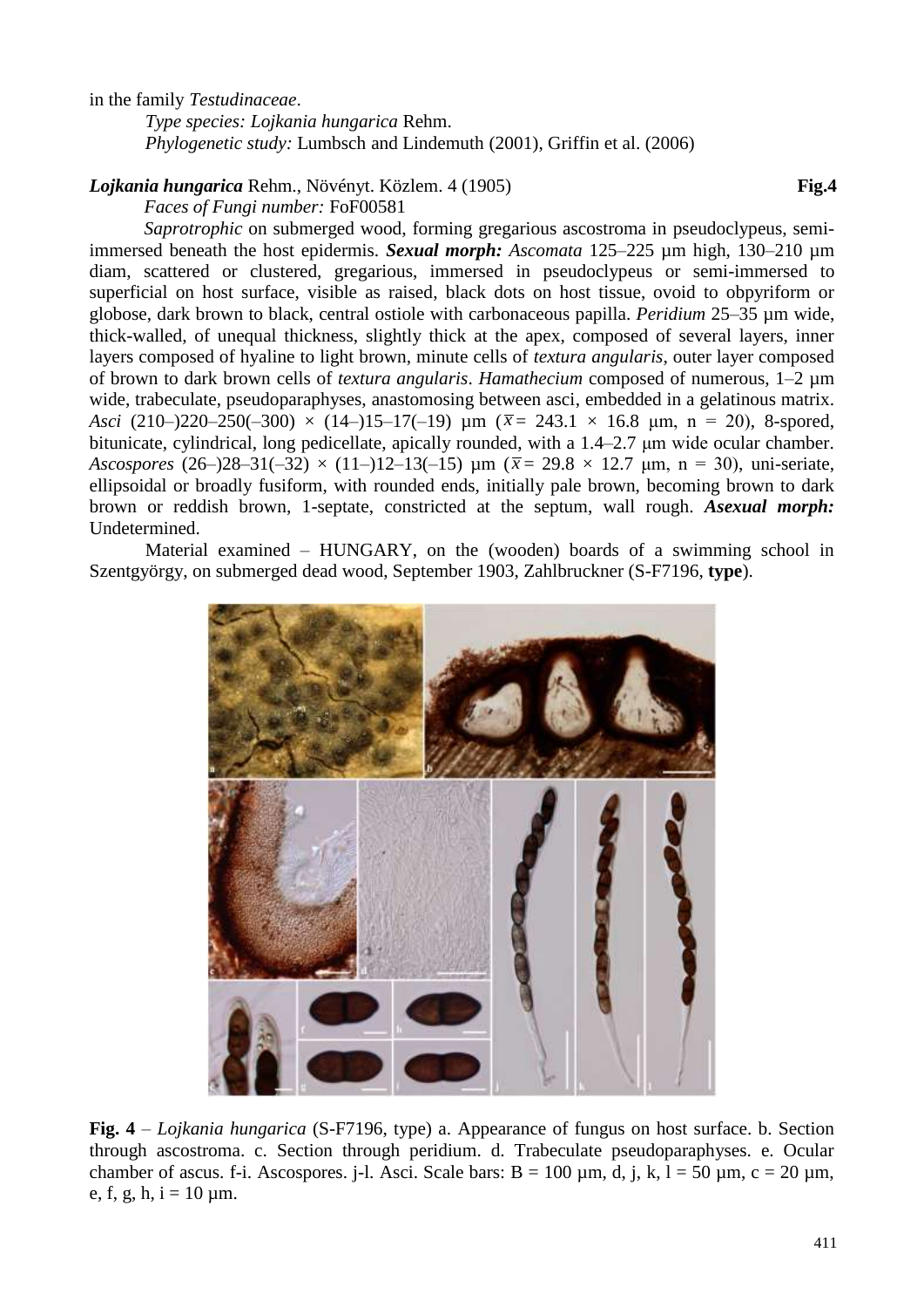in the family *Testudinaceae*.

*Type species: Lojkania hungarica* Rehm.

*Phylogenetic study:* Lumbsch and Lindemuth (2001), Griffin et al. (2006)

***Lojkania hungarica*** Rehm., Növényt. Közlem. 4 (1905) **Fig.4**

*Faces of Fungi number:* FoF00581

*Saprotrophic* on submerged wood, forming gregarious ascostroma in pseudoclypeus, semi-immersed beneath the host epidermis. ***Sexual morph:*** *Ascomata* 125–225 µm high, 130–210 µm diam, scattered or clustered, gregarious, immersed in pseudoclypeus or semi-immersed to superficial on host surface, visible as raised, black dots on host tissue, ovoid to obpyriform or globose, dark brown to black, central ostiole with carbonaceous papilla. *Peridium* 25–35 µm wide, thick-walled, of unequal thickness, slightly thick at the apex, composed of several layers, inner layers composed of hyaline to light brown, minute cells of *textura angularis*, outer layer composed of brown to dark brown cells of *textura angularis*. *Hamathecium* composed of numerous, 1–2 µm wide, trabeculate, pseudoparaphyses, anastomosing between asci, embedded in a gelatinous matrix. *Asci* (210–)220–250(–300) × (14–)15–17(–19) µm ($\bar{x}$ = 243.1 × 16.8 µm, n = 20), 8-spored, bitunicate, cylindrical, long pedicellate, apically rounded, with a 1.4–2.7 µm wide ocular chamber. *Ascospores* (26–)28–31(–32) × (11–)12–13(–15) µm ($\bar{x}$ = 29.8 × 12.7 µm, n = 30), uni-seriate, ellipsoidal or broadly fusiform, with rounded ends, initially pale brown, becoming brown to dark brown or reddish brown, 1-septate, constricted at the septum, wall rough. ***Asexual morph:*** Undetermined.

Material examined – HUNGARY, on the (wooden) boards of a swimming school in Szentgyörgy, on submerged dead wood, September 1903, Zahlbruckner (S-F7196, **type**).

**Fig. 4** – *Lojkania hungarica* (S-F7196, type) a. Appearance of fungus on host surface. b. Section through ascostroma. c. Section through peridium. d. Trabeculate pseudoparaphyses. e. Ocular chamber of ascus. f-i. Ascospores. j-l. Asci. Scale bars: B = 100 µm, d, j, k, l = 50 µm, c = 20 µm, e, f, g, h, i = 10 µm.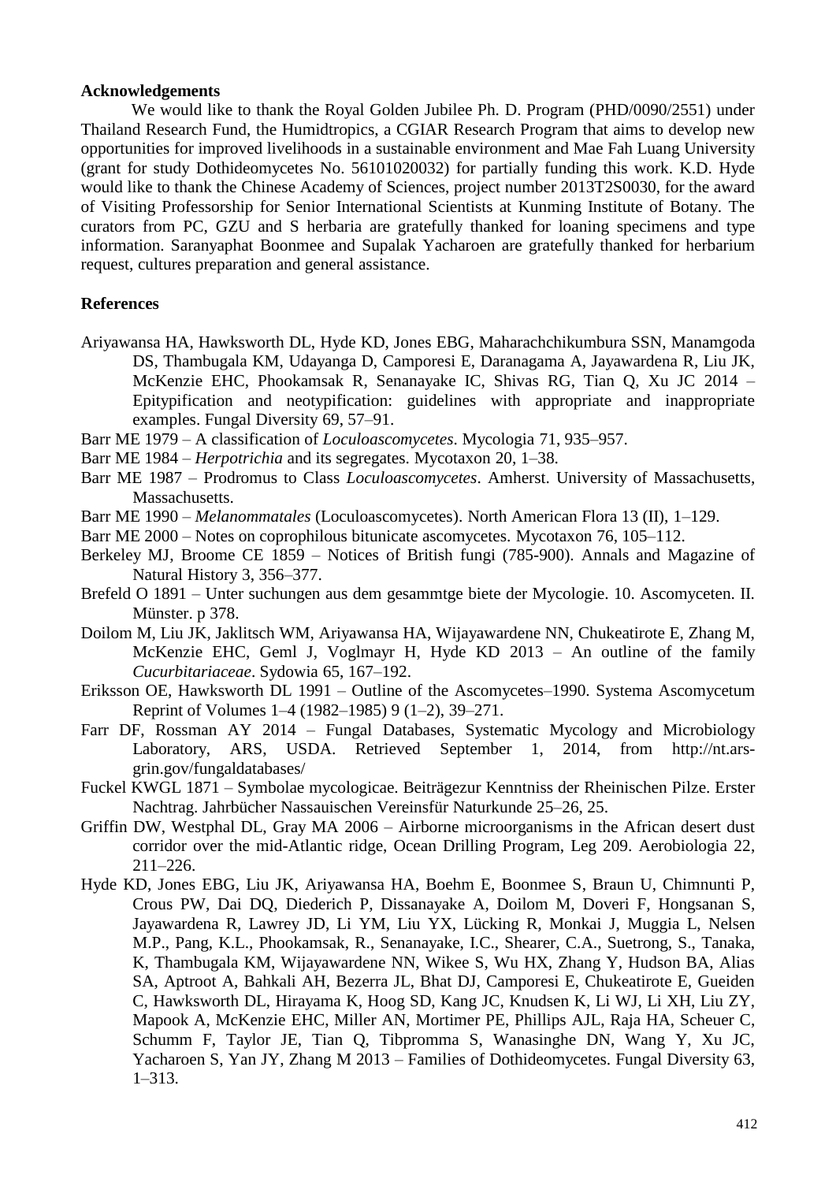## Acknowledgements

We would like to thank the Royal Golden Jubilee Ph. D. Program (PHD/0090/2551) under Thailand Research Fund, the Humidtropics, a CGIAR Research Program that aims to develop new opportunities for improved livelihoods in a sustainable environment and Mae Fah Luang University (grant for study Dothideomycetes No. 56101020032) for partially funding this work. K.D. Hyde would like to thank the Chinese Academy of Sciences, project number 2013T2S0030, for the award of Visiting Professorship for Senior International Scientists at Kunming Institute of Botany. The curators from PC, GZU and S herbaria are gratefully thanked for loaning specimens and type information. Saranyaphat Boonmee and Supalak Yacharoen are gratefully thanked for herbarium request, cultures preparation and general assistance.

## References

Ariyawansa HA, Hawksworth DL, Hyde KD, Jones EBG, Maharachchikumbura SSN, Manamgoda DS, Thambugala KM, Udayanga D, Camporesi E, Daranagama A, Jayawardena R, Liu JK, McKenzie EHC, Phookamsak R, Senanayake IC, Shivas RG, Tian Q, Xu JC 2014 – Epitypification and neotypification: guidelines with appropriate and inappropriate examples. Fungal Diversity 69, 57–91.

Barr ME 1979 – A classification of *Loculoascomycetes*. Mycologia 71, 935–957.

Barr ME 1984 – *Herpotrichia* and its segregates. Mycotaxon 20, 1–38.

Barr ME 1987 – Prodromus to Class *Loculoascomycetes*. Amherst. University of Massachusetts, Massachusetts.

Barr ME 1990 – *Melanommatales* (Loculoascomycetes). North American Flora 13 (II), 1–129.

Barr ME 2000 – Notes on coprophilous bitunicate ascomycetes. Mycotaxon 76, 105–112.

Berkeley MJ, Broome CE 1859 – Notices of British fungi (785-900). Annals and Magazine of Natural History 3, 356–377.

Brefeld O 1891 – Unter suchungen aus dem gesammtge biete der Mycologie. 10. Ascomyceten. II. Münster. p 378.

Doilom M, Liu JK, Jaklitsch WM, Ariyawansa HA, Wijayawardene NN, Chukeatirote E, Zhang M, McKenzie EHC, Geml J, Voglmayr H, Hyde KD 2013 – An outline of the family *Cucurbitariaceae*. Sydowia 65, 167–192.

Eriksson OE, Hawksworth DL 1991 – Outline of the Ascomycetes–1990. Systema Ascomycetum Reprint of Volumes 1–4 (1982–1985) 9 (1–2), 39–271.

Farr DF, Rossman AY 2014 – Fungal Databases, Systematic Mycology and Microbiology Laboratory, ARS, USDA. Retrieved September 1, 2014, from http://nt.ars-grin.gov/fungaldatabases/

Fuckel KWGL 1871 – Symbolae mycologicae. Beiträgezur Kenntniss der Rheinischen Pilze. Erster Nachtrag. Jahrbücher Nassauischen Vereinsfür Naturkunde 25–26, 25.

Griffin DW, Westphal DL, Gray MA 2006 – Airborne microorganisms in the African desert dust corridor over the mid-Atlantic ridge, Ocean Drilling Program, Leg 209. Aerobiologia 22, 211–226.

Hyde KD, Jones EBG, Liu JK, Ariyawansa HA, Boehm E, Boonmee S, Braun U, Chimnunti P, Crous PW, Dai DQ, Diederich P, Dissanayake A, Doilom M, Doveri F, Hongsanan S, Jayawardena R, Lawrey JD, Li YM, Liu YX, Lücking R, Monkai J, Muggia L, Nelsen M.P., Pang, K.L., Phookamsak, R., Senanayake, I.C., Shearer, C.A., Suetrong, S., Tanaka, K, Thambugala KM, Wijayawardene NN, Wikee S, Wu HX, Zhang Y, Hudson BA, Alias SA, Aptroot A, Bahkali AH, Bezerra JL, Bhat DJ, Camporesi E, Chukeatirote E, Gueiden C, Hawksworth DL, Hirayama K, Hoog SD, Kang JC, Knudsen K, Li WJ, Li XH, Liu ZY, Mapook A, McKenzie EHC, Miller AN, Mortimer PE, Phillips AJL, Raja HA, Scheuer C, Schumm F, Taylor JE, Tian Q, Tibpromma S, Wanasinghe DN, Wang Y, Xu JC, Yacharoen S, Yan JY, Zhang M 2013 – Families of Dothideomycetes. Fungal Diversity 63, 1–313.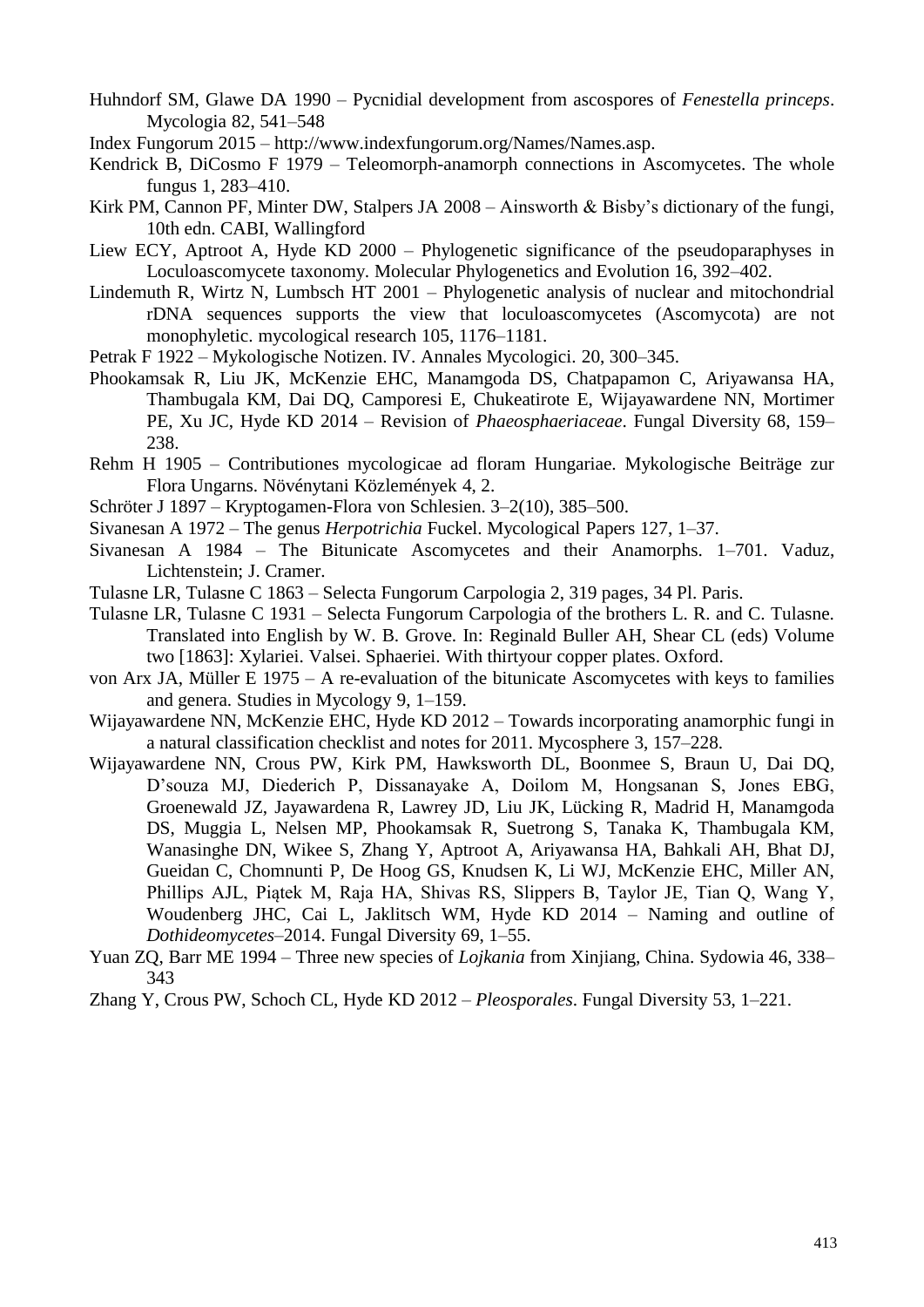Huhndorf SM, Glawe DA 1990 – Pycnidial development from ascospores of *Fenestella princeps*. Mycologia 82, 541–548

Index Fungorum 2015 – http://www.indexfungorum.org/Names/Names.asp.

Kendrick B, DiCosmo F 1979 – Teleomorph-anamorph connections in Ascomycetes. The whole fungus 1, 283–410.

Kirk PM, Cannon PF, Minter DW, Stalpers JA 2008 – Ainsworth & Bisby's dictionary of the fungi, 10th edn. CABI, Wallingford

Liew ECY, Aptroot A, Hyde KD 2000 – Phylogenetic significance of the pseudoparaphyses in Loculoascomycete taxonomy. Molecular Phylogenetics and Evolution 16, 392–402.

Lindemuth R, Wirtz N, Lumbsch HT 2001 – Phylogenetic analysis of nuclear and mitochondrial rDNA sequences supports the view that loculoascomycetes (Ascomycota) are not monophyletic. mycological research 105, 1176–1181.

Petrak F 1922 – Mykologische Notizen. IV. Annales Mycologici. 20, 300–345.

Phookamsak R, Liu JK, McKenzie EHC, Manamgoda DS, Chatpapamon C, Ariyawansa HA, Thambugala KM, Dai DQ, Camporesi E, Chukeatirote E, Wijayawardene NN, Mortimer PE, Xu JC, Hyde KD 2014 – Revision of *Phaeosphaeriaceae*. Fungal Diversity 68, 159–238.

Rehm H 1905 – Contributiones mycologicae ad floram Hungariae. Mykologische Beiträge zur Flora Ungarns. Növénytani Közlemények 4, 2.

Schröter J 1897 – Kryptogamen-Flora von Schlesien. 3–2(10), 385–500.

Sivanesan A 1972 – The genus *Herpotrichia* Fuckel. Mycological Papers 127, 1–37.

Sivanesan A 1984 – The Bitunicate Ascomycetes and their Anamorphs. 1–701. Vaduz, Lichtenstein; J. Cramer.

Tulasne LR, Tulasne C 1863 – Selecta Fungorum Carpologia 2, 319 pages, 34 Pl. Paris.

Tulasne LR, Tulasne C 1931 – Selecta Fungorum Carpologia of the brothers L. R. and C. Tulasne. Translated into English by W. B. Grove. In: Reginald Buller AH, Shear CL (eds) Volume two [1863]: Xylariei. Valsei. Sphaeriei. With thirtyour copper plates. Oxford.

von Arx JA, Müller E 1975 – A re-evaluation of the bitunicate Ascomycetes with keys to families and genera. Studies in Mycology 9, 1–159.

Wijayawardene NN, McKenzie EHC, Hyde KD 2012 – Towards incorporating anamorphic fungi in a natural classification checklist and notes for 2011. Mycosphere 3, 157–228.

Wijayawardene NN, Crous PW, Kirk PM, Hawksworth DL, Boonmee S, Braun U, Dai DQ, D'souza MJ, Diederich P, Dissanayake A, Doilom M, Hongsanan S, Jones EBG, Groenewald JZ, Jayawardena R, Lawrey JD, Liu JK, Lücking R, Madrid H, Manamgoda DS, Muggia L, Nelsen MP, Phookamsak R, Suetrong S, Tanaka K, Thambugala KM, Wanasinghe DN, Wikee S, Zhang Y, Aptroot A, Ariyawansa HA, Bahkali AH, Bhat DJ, Gueidan C, Chomnunti P, De Hoog GS, Knudsen K, Li WJ, McKenzie EHC, Miller AN, Phillips AJL, Piątek M, Raja HA, Shivas RS, Slippers B, Taylor JE, Tian Q, Wang Y, Woudenberg JHC, Cai L, Jaklitsch WM, Hyde KD 2014 – Naming and outline of *Dothideomycetes*–2014. Fungal Diversity 69, 1–55.

Yuan ZQ, Barr ME 1994 – Three new species of *Lojkania* from Xinjiang, China. Sydowia 46, 338–343

Zhang Y, Crous PW, Schoch CL, Hyde KD 2012 – *Pleosporales*. Fungal Diversity 53, 1–221.